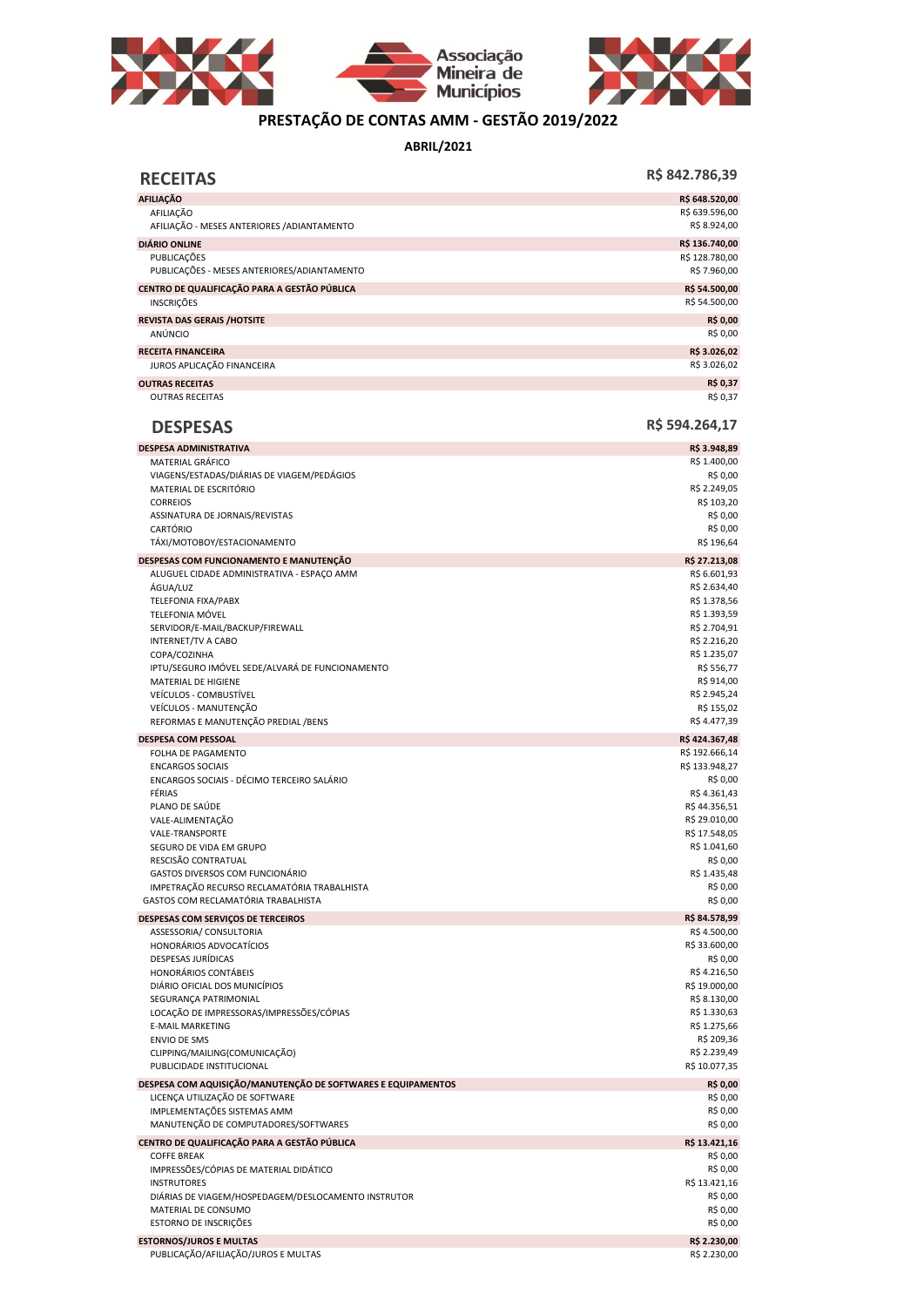# PRESTAÇÃO DE CONTAS AMM - GESTÃO 2019/2022

**ABRIL/2021**

## RECEITAS — R$ 842.786,39

| Descrição | Valor |
|---|---|
| **AFILIAÇÃO** | **R$ 648.520,00** |
| AFILIAÇÃO | R$ 639.596,00 |
| AFILIAÇÃO - MESES ANTERIORES /ADIANTAMENTO | R$ 8.924,00 |
| **DIÁRIO ONLINE** | **R$ 136.740,00** |
| PUBLICAÇÕES | R$ 128.780,00 |
| PUBLICAÇÕES - MESES ANTERIORES/ADIANTAMENTO | R$ 7.960,00 |
| **CENTRO DE QUALIFICAÇÃO PARA A GESTÃO PÚBLICA** | **R$ 54.500,00** |
| INSCRIÇÕES | R$ 54.500,00 |
| **REVISTA DAS GERAIS /HOTSITE** | **R$ 0,00** |
| ANÚNCIO | R$ 0,00 |
| **RECEITA FINANCEIRA** | **R$ 3.026,02** |
| JUROS APLICAÇÃO FINANCEIRA | R$ 3.026,02 |
| **OUTRAS RECEITAS** | **R$ 0,37** |
| OUTRAS RECEITAS | R$ 0,37 |

## DESPESAS — R$ 594.264,17

| Descrição | Valor |
|---|---|
| **DESPESA ADMINISTRATIVA** | **R$ 3.948,89** |
| MATERIAL GRÁFICO | R$ 1.400,00 |
| VIAGENS/ESTADAS/DIÁRIAS DE VIAGEM/PEDÁGIOS | R$ 0,00 |
| MATERIAL DE ESCRITÓRIO | R$ 2.249,05 |
| CORREIOS | R$ 103,20 |
| ASSINATURA DE JORNAIS/REVISTAS | R$ 0,00 |
| CARTÓRIO | R$ 0,00 |
| TÁXI/MOTOBOY/ESTACIONAMENTO | R$ 196,64 |
| **DESPESAS COM FUNCIONAMENTO E MANUTENÇÃO** | **R$ 27.213,08** |
| ALUGUEL CIDADE ADMINISTRATIVA - ESPAÇO AMM | R$ 6.601,93 |
| ÁGUA/LUZ | R$ 2.634,40 |
| TELEFONIA FIXA/PABX | R$ 1.378,56 |
| TELEFONIA MÓVEL | R$ 1.393,59 |
| SERVIDOR/E-MAIL/BACKUP/FIREWALL | R$ 2.704,91 |
| INTERNET/TV A CABO | R$ 2.216,20 |
| COPA/COZINHA | R$ 1.235,07 |
| IPTU/SEGURO IMÓVEL SEDE/ALVARÁ DE FUNCIONAMENTO | R$ 556,77 |
| MATERIAL DE HIGIENE | R$ 914,00 |
| VEÍCULOS - COMBUSTÍVEL | R$ 2.945,24 |
| VEÍCULOS - MANUTENÇÃO | R$ 155,02 |
| REFORMAS E MANUTENÇÃO PREDIAL /BENS | R$ 4.477,39 |
| **DESPESA COM PESSOAL** | **R$ 424.367,48** |
| FOLHA DE PAGAMENTO | R$ 192.666,14 |
| ENCARGOS SOCIAIS | R$ 133.948,27 |
| ENCARGOS SOCIAIS - DÉCIMO TERCEIRO SALÁRIO | R$ 0,00 |
| FÉRIAS | R$ 4.361,43 |
| PLANO DE SAÚDE | R$ 44.356,51 |
| VALE-ALIMENTAÇÃO | R$ 29.010,00 |
| VALE-TRANSPORTE | R$ 17.548,05 |
| SEGURO DE VIDA EM GRUPO | R$ 1.041,60 |
| RESCISÃO CONTRATUAL | R$ 0,00 |
| GASTOS DIVERSOS COM FUNCIONÁRIO | R$ 1.435,48 |
| IMPETRAÇÃO RECURSO RECLAMATÓRIA TRABALHISTA | R$ 0,00 |
| GASTOS COM RECLAMATÓRIA TRABALHISTA | R$ 0,00 |
| **DESPESAS COM SERVIÇOS DE TERCEIROS** | **R$ 84.578,99** |
| ASSESSORIA/ CONSULTORIA | R$ 4.500,00 |
| HONORÁRIOS ADVOCATÍCIOS | R$ 33.600,00 |
| DESPESAS JURÍDICAS | R$ 0,00 |
| HONORÁRIOS CONTÁBEIS | R$ 4.216,50 |
| DIÁRIO OFICIAL DOS MUNICÍPIOS | R$ 19.000,00 |
| SEGURANÇA PATRIMONIAL | R$ 8.130,00 |
| LOCAÇÃO DE IMPRESSORAS/IMPRESSÕES/CÓPIAS | R$ 1.330,63 |
| E-MAIL MARKETING | R$ 1.275,66 |
| ENVIO DE SMS | R$ 209,36 |
| CLIPPING/MAILING(COMUNICAÇÃO) | R$ 2.239,49 |
| PUBLICIDADE INSTITUCIONAL | R$ 10.077,35 |
| **DESPESA COM AQUISIÇÃO/MANUTENÇÃO DE SOFTWARES E EQUIPAMENTOS** | **R$ 0,00** |
| LICENÇA UTILIZAÇÃO DE SOFTWARE | R$ 0,00 |
| IMPLEMENTAÇÕES SISTEMAS AMM | R$ 0,00 |
| MANUTENÇÃO DE COMPUTADORES/SOFTWARES | R$ 0,00 |
| **CENTRO DE QUALIFICAÇÃO PARA A GESTÃO PÚBLICA** | **R$ 13.421,16** |
| COFFE BREAK | R$ 0,00 |
| IMPRESSÕES/CÓPIAS DE MATERIAL DIDÁTICO | R$ 0,00 |
| INSTRUTORES | R$ 13.421,16 |
| DIÁRIAS DE VIAGEM/HOSPEDAGEM/DESLOCAMENTO INSTRUTOR | R$ 0,00 |
| MATERIAL DE CONSUMO | R$ 0,00 |
| ESTORNO DE INSCRIÇÕES | R$ 0,00 |
| **ESTORNOS/JUROS E MULTAS** | **R$ 2.230,00** |
| PUBLICAÇÃO/AFILIAÇÃO/JUROS E MULTAS | R$ 2.230,00 |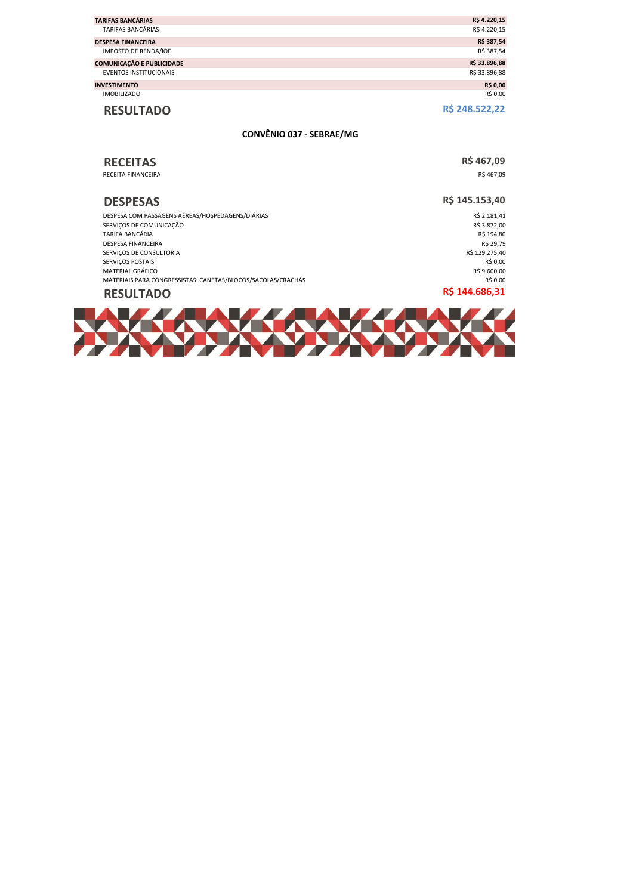| | |
|---|---|
| **TARIFAS BANCÁRIAS** | **R$ 4.220,15** |
| TARIFAS BANCÁRIAS | R$ 4.220,15 |
| **DESPESA FINANCEIRA** | **R$ 387,54** |
| IMPOSTO DE RENDA/IOF | R$ 387,54 |
| **COMUNICAÇÃO E PUBLICIDADE** | **R$ 33.896,88** |
| EVENTOS INSTITUCIONAIS | R$ 33.896,88 |
| **INVESTIMENTO** | **R$ 0,00** |
| IMOBILIZADO | R$ 0,00 |

## RESULTADO — R$ 248.522,22

### CONVÊNIO 037 - SEBRAE/MG

## RECEITAS — R$ 467,09

| | |
|---|---|
| RECEITA FINANCEIRA | R$ 467,09 |

## DESPESAS — R$ 145.153,40

| | |
|---|---|
| DESPESA COM PASSAGENS AÉREAS/HOSPEDAGENS/DIÁRIAS | R$ 2.181,41 |
| SERVIÇOS DE COMUNICAÇÃO | R$ 3.872,00 |
| TARIFA BANCÁRIA | R$ 194,80 |
| DESPESA FINANCEIRA | R$ 29,79 |
| SERVIÇOS DE CONSULTORIA | R$ 129.275,40 |
| SERVIÇOS POSTAIS | R$ 0,00 |
| MATERIAL GRÁFICO | R$ 9.600,00 |
| MATERIAIS PARA CONGRESSISTAS: CANETAS/BLOCOS/SACOLAS/CRACHÁS | R$ 0,00 |

## RESULTADO — R$ 144.686,31